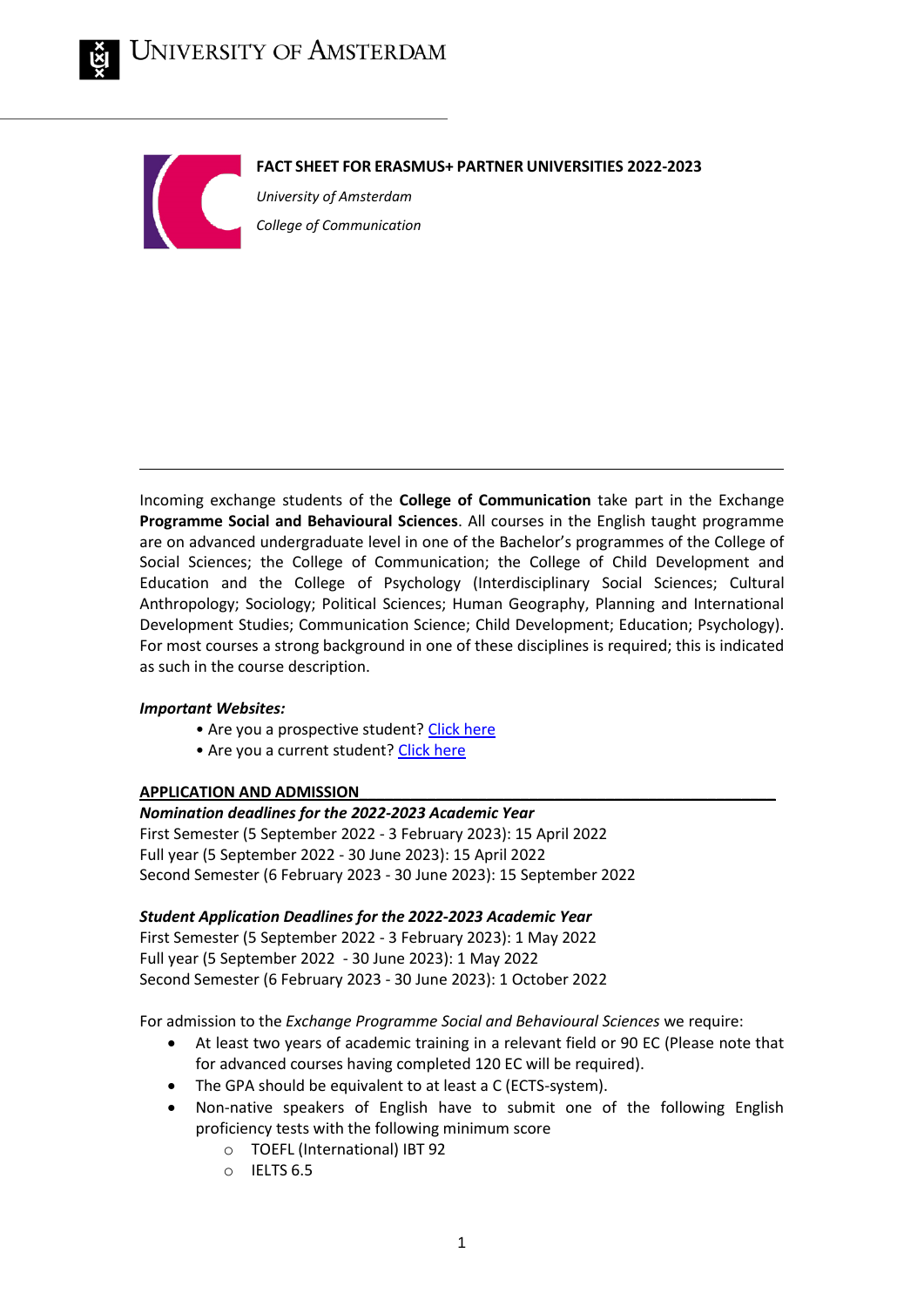# University of Amsterdam

**FACT SHEET FOR ERASMUS+ PARTNER UNIVERSITIES 2022-2023**

*University of Amsterdam*

*College of Communication*

---

Incoming exchange students of the **College of Communication** take part in the Exchange **Programme Social and Behavioural Sciences**. All courses in the English taught programme are on advanced undergraduate level in one of the Bachelor's programmes of the College of Social Sciences; the College of Communication; the College of Child Development and Education and the College of Psychology (Interdisciplinary Social Sciences; Cultural Anthropology; Sociology; Political Sciences; Human Geography, Planning and International Development Studies; Communication Science; Child Development; Education; Psychology). For most courses a strong background in one of these disciplines is required; this is indicated as such in the course description.

***Important Websites:***

- Are you a prospective student? Click here
- Are you a current student? Click here

## APPLICATION AND ADMISSION

***Nomination deadlines for the 2022-2023 Academic Year***

First Semester (5 September 2022 - 3 February 2023): 15 April 2022
Full year (5 September 2022 - 30 June 2023): 15 April 2022
Second Semester (6 February 2023 - 30 June 2023): 15 September 2022

***Student Application Deadlines for the 2022-2023 Academic Year***

First Semester (5 September 2022 - 3 February 2023): 1 May 2022
Full year (5 September 2022 - 30 June 2023): 1 May 2022
Second Semester (6 February 2023 - 30 June 2023): 1 October 2022

For admission to the *Exchange Programme Social and Behavioural Sciences* we require:

- At least two years of academic training in a relevant field or 90 EC (Please note that for advanced courses having completed 120 EC will be required).
- The GPA should be equivalent to at least a C (ECTS-system).
- Non-native speakers of English have to submit one of the following English proficiency tests with the following minimum score
  - TOEFL (International) IBT 92
  - IELTS 6.5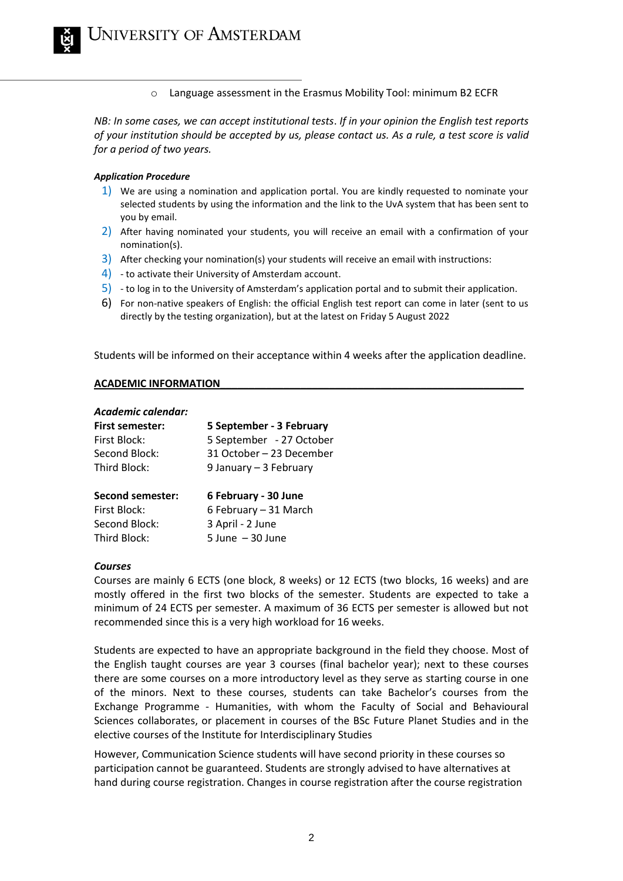- Language assessment in the Erasmus Mobility Tool: minimum B2 ECFR

*NB: In some cases, we can accept institutional tests. If in your opinion the English test reports of your institution should be accepted by us, please contact us. As a rule, a test score is valid for a period of two years.*

***Application Procedure***

1) We are using a nomination and application portal. You are kindly requested to nominate your selected students by using the information and the link to the UvA system that has been sent to you by email.
2) After having nominated your students, you will receive an email with a confirmation of your nomination(s).
3) After checking your nomination(s) your students will receive an email with instructions:
4) - to activate their University of Amsterdam account.
5) - to log in to the University of Amsterdam's application portal and to submit their application.
6) For non-native speakers of English: the official English test report can come in later (sent to us directly by the testing organization), but at the latest on Friday 5 August 2022

Students will be informed on their acceptance within 4 weeks after the application deadline.

## ACADEMIC INFORMATION

***Academic calendar:***

| **First semester:** | **5 September - 3 February** |
|---|---|
| First Block: | 5 September - 27 October |
| Second Block: | 31 October – 23 December |
| Third Block: | 9 January – 3 February |
| | |
| **Second semester:** | **6 February - 30 June** |
| First Block: | 6 February – 31 March |
| Second Block: | 3 April - 2 June |
| Third Block: | 5 June – 30 June |

***Courses***

Courses are mainly 6 ECTS (one block, 8 weeks) or 12 ECTS (two blocks, 16 weeks) and are mostly offered in the first two blocks of the semester. Students are expected to take a minimum of 24 ECTS per semester. A maximum of 36 ECTS per semester is allowed but not recommended since this is a very high workload for 16 weeks.

Students are expected to have an appropriate background in the field they choose. Most of the English taught courses are year 3 courses (final bachelor year); next to these courses there are some courses on a more introductory level as they serve as starting course in one of the minors. Next to these courses, students can take Bachelor's courses from the Exchange Programme - Humanities, with whom the Faculty of Social and Behavioural Sciences collaborates, or placement in courses of the BSc Future Planet Studies and in the elective courses of the Institute for Interdisciplinary Studies

However, Communication Science students will have second priority in these courses so participation cannot be guaranteed. Students are strongly advised to have alternatives at hand during course registration. Changes in course registration after the course registration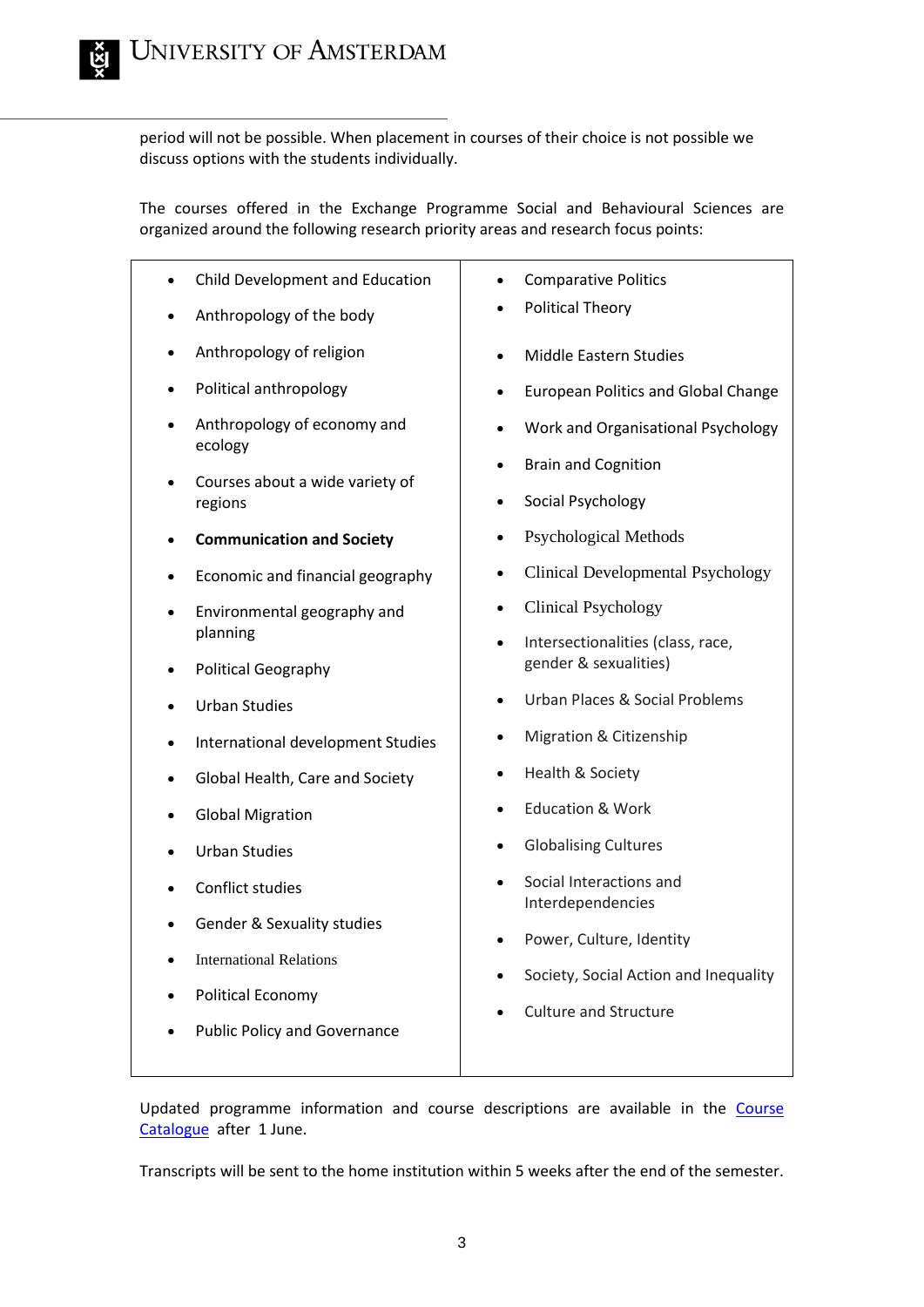period will not be possible. When placement in courses of their choice is not possible we discuss options with the students individually.

The courses offered in the Exchange Programme Social and Behavioural Sciences are organized around the following research priority areas and research focus points:

- Child Development and Education
- Anthropology of the body
- Anthropology of religion
- Political anthropology
- Anthropology of economy and ecology
- Courses about a wide variety of regions
- **Communication and Society**
- Economic and financial geography
- Environmental geography and planning
- Political Geography
- Urban Studies
- International development Studies
- Global Health, Care and Society
- Global Migration
- Urban Studies
- Conflict studies
- Gender & Sexuality studies
- International Relations
- Political Economy
- Public Policy and Governance
- Comparative Politics
- Political Theory
- Middle Eastern Studies
- European Politics and Global Change
- Work and Organisational Psychology
- Brain and Cognition
- Social Psychology
- Psychological Methods
- Clinical Developmental Psychology
- Clinical Psychology
- Intersectionalities (class, race, gender & sexualities)
- Urban Places & Social Problems
- Migration & Citizenship
- Health & Society
- Education & Work
- Globalising Cultures
- Social Interactions and Interdependencies
- Power, Culture, Identity
- Society, Social Action and Inequality
- Culture and Structure

Updated programme information and course descriptions are available in the Course Catalogue after 1 June.

Transcripts will be sent to the home institution within 5 weeks after the end of the semester.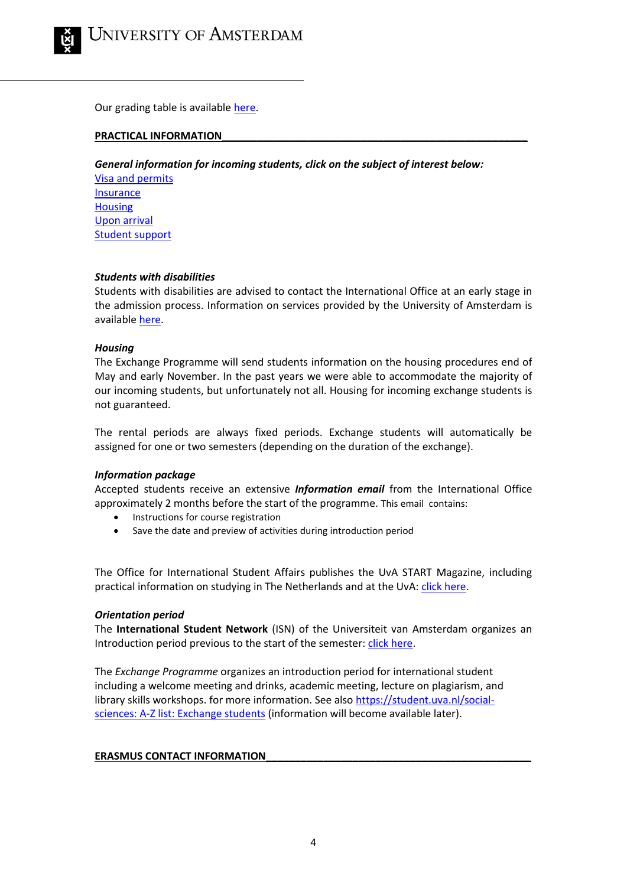Our grading table is available here.

## PRACTICAL INFORMATION

***General information for incoming students, click on the subject of interest below:***

Visa and permits
Insurance
Housing
Upon arrival
Student support

***Students with disabilities***

Students with disabilities are advised to contact the International Office at an early stage in the admission process. Information on services provided by the University of Amsterdam is available here.

***Housing***

The Exchange Programme will send students information on the housing procedures end of May and early November. In the past years we were able to accommodate the majority of our incoming students, but unfortunately not all. Housing for incoming exchange students is not guaranteed.

The rental periods are always fixed periods. Exchange students will automatically be assigned for one or two semesters (depending on the duration of the exchange).

***Information package***

Accepted students receive an extensive ***Information email*** from the International Office approximately 2 months before the start of the programme. This email contains:

- Instructions for course registration
- Save the date and preview of activities during introduction period

The Office for International Student Affairs publishes the UvA START Magazine, including practical information on studying in The Netherlands and at the UvA: click here.

***Orientation period***

The **International Student Network** (ISN) of the Universiteit van Amsterdam organizes an Introduction period previous to the start of the semester: click here.

The *Exchange Programme* organizes an introduction period for international student including a welcome meeting and drinks, academic meeting, lecture on plagiarism, and library skills workshops. for more information. See also https://student.uva.nl/social-sciences: A-Z list: Exchange students (information will become available later).

## ERASMUS CONTACT INFORMATION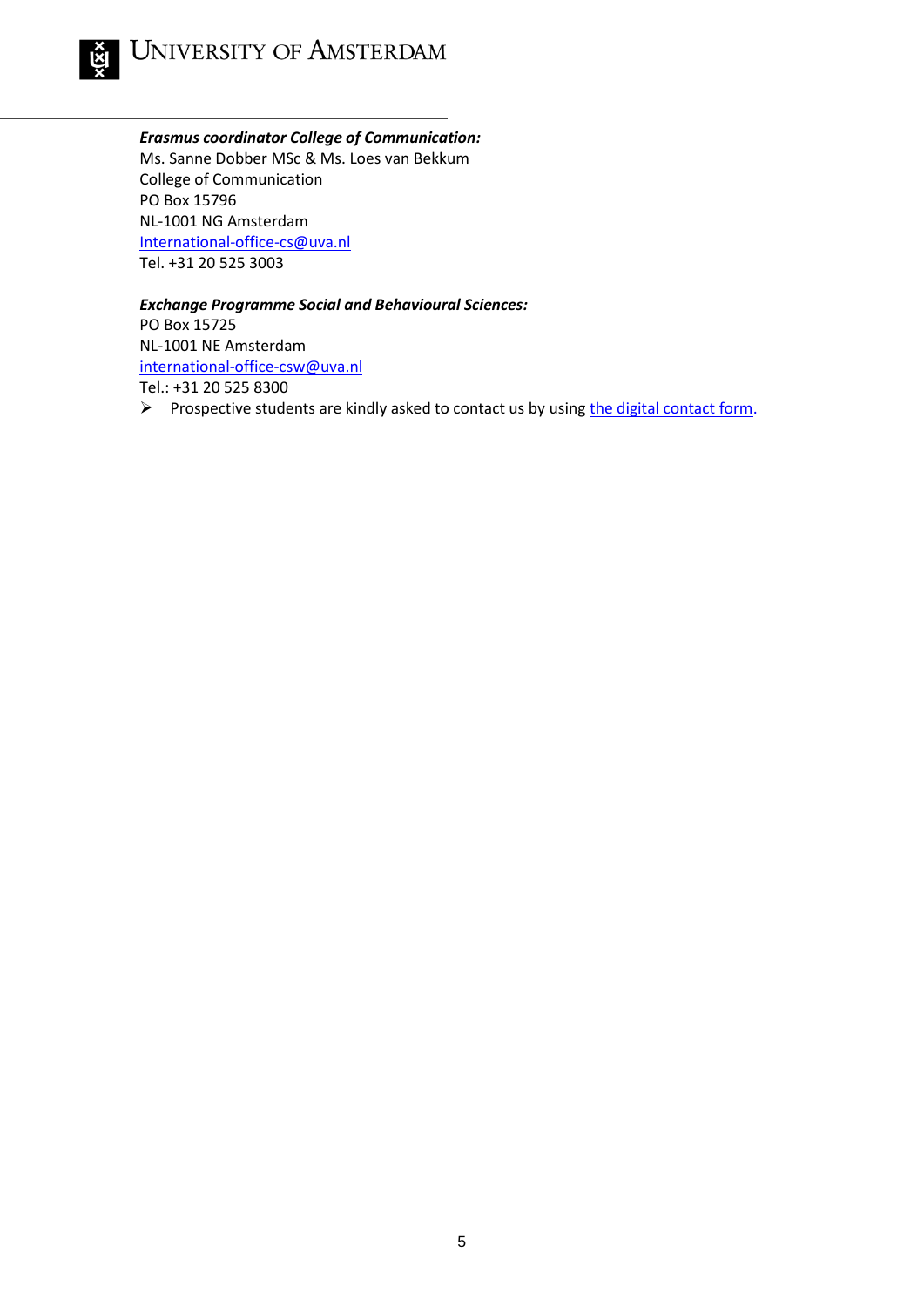***Erasmus coordinator College of Communication:***
Ms. Sanne Dobber MSc & Ms. Loes van Bekkum
College of Communication
PO Box 15796
NL-1001 NG Amsterdam
International-office-cs@uva.nl
Tel. +31 20 525 3003

***Exchange Programme Social and Behavioural Sciences:***
PO Box 15725
NL-1001 NE Amsterdam
international-office-csw@uva.nl
Tel.: +31 20 525 8300

- Prospective students are kindly asked to contact us by using the digital contact form.